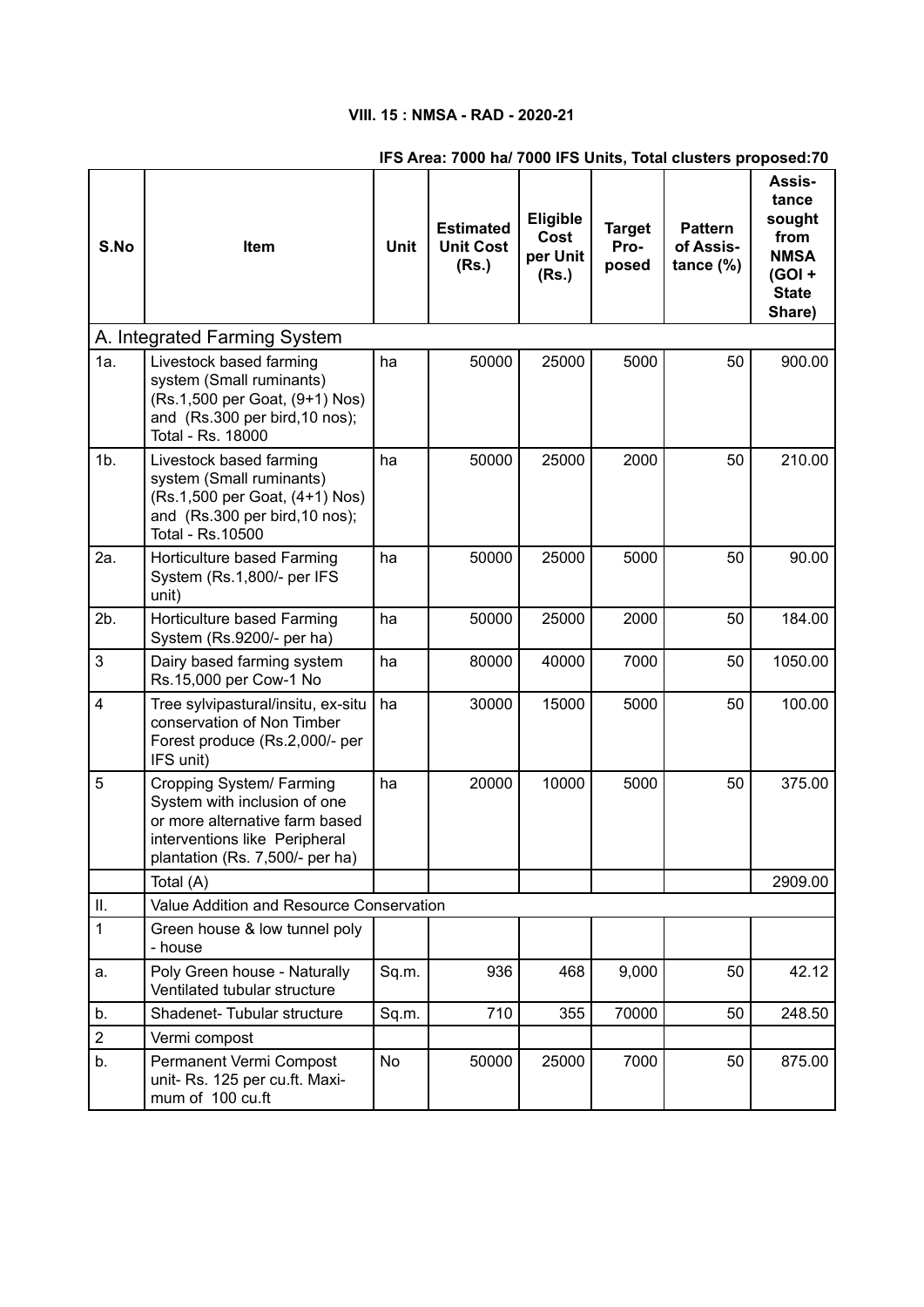**VIII. 15 : NMSA - RAD - 2020-21**

**IFS Area: 7000 ha/ 7000 IFS Units, Total clusters proposed:70**

| S.No | Item | Unit | Estimated Unit Cost (Rs.) | Eligible Cost per Unit (Rs.) | Target Pro-posed | Pattern of Assis-tance (%) | Assis-tance sought from NMSA (GOI + State Share) |
|---|---|---|---|---|---|---|---|
| A. Integrated Farming System | | | | | | | |
| 1a. | Livestock based farming system (Small ruminants) (Rs.1,500 per Goat, (9+1) Nos) and (Rs.300 per bird,10 nos); Total - Rs. 18000 | ha | 50000 | 25000 | 5000 | 50 | 900.00 |
| 1b. | Livestock based farming system (Small ruminants) (Rs.1,500 per Goat, (4+1) Nos) and (Rs.300 per bird,10 nos); Total - Rs.10500 | ha | 50000 | 25000 | 2000 | 50 | 210.00 |
| 2a. | Horticulture based Farming System (Rs.1,800/- per IFS unit) | ha | 50000 | 25000 | 5000 | 50 | 90.00 |
| 2b. | Horticulture based Farming System (Rs.9200/- per ha) | ha | 50000 | 25000 | 2000 | 50 | 184.00 |
| 3 | Dairy based farming system Rs.15,000 per Cow-1 No | ha | 80000 | 40000 | 7000 | 50 | 1050.00 |
| 4 | Tree sylvipastural/insitu, ex-situ conservation of Non Timber Forest produce (Rs.2,000/- per IFS unit) | ha | 30000 | 15000 | 5000 | 50 | 100.00 |
| 5 | Cropping System/ Farming System with inclusion of one or more alternative farm based interventions like Peripheral plantation (Rs. 7,500/- per ha) | ha | 20000 | 10000 | 5000 | 50 | 375.00 |
| | Total (A) | | | | | | 2909.00 |
| II. | Value Addition and Resource Conservation | | | | | | |
| 1 | Green house & low tunnel poly - house | | | | | | |
| a. | Poly Green house - Naturally Ventilated tubular structure | Sq.m. | 936 | 468 | 9,000 | 50 | 42.12 |
| b. | Shadenet- Tubular structure | Sq.m. | 710 | 355 | 70000 | 50 | 248.50 |
| 2 | Vermi compost | | | | | | |
| b. | Permanent Vermi Compost unit- Rs. 125 per cu.ft. Maxi-mum of 100 cu.ft | No | 50000 | 25000 | 7000 | 50 | 875.00 |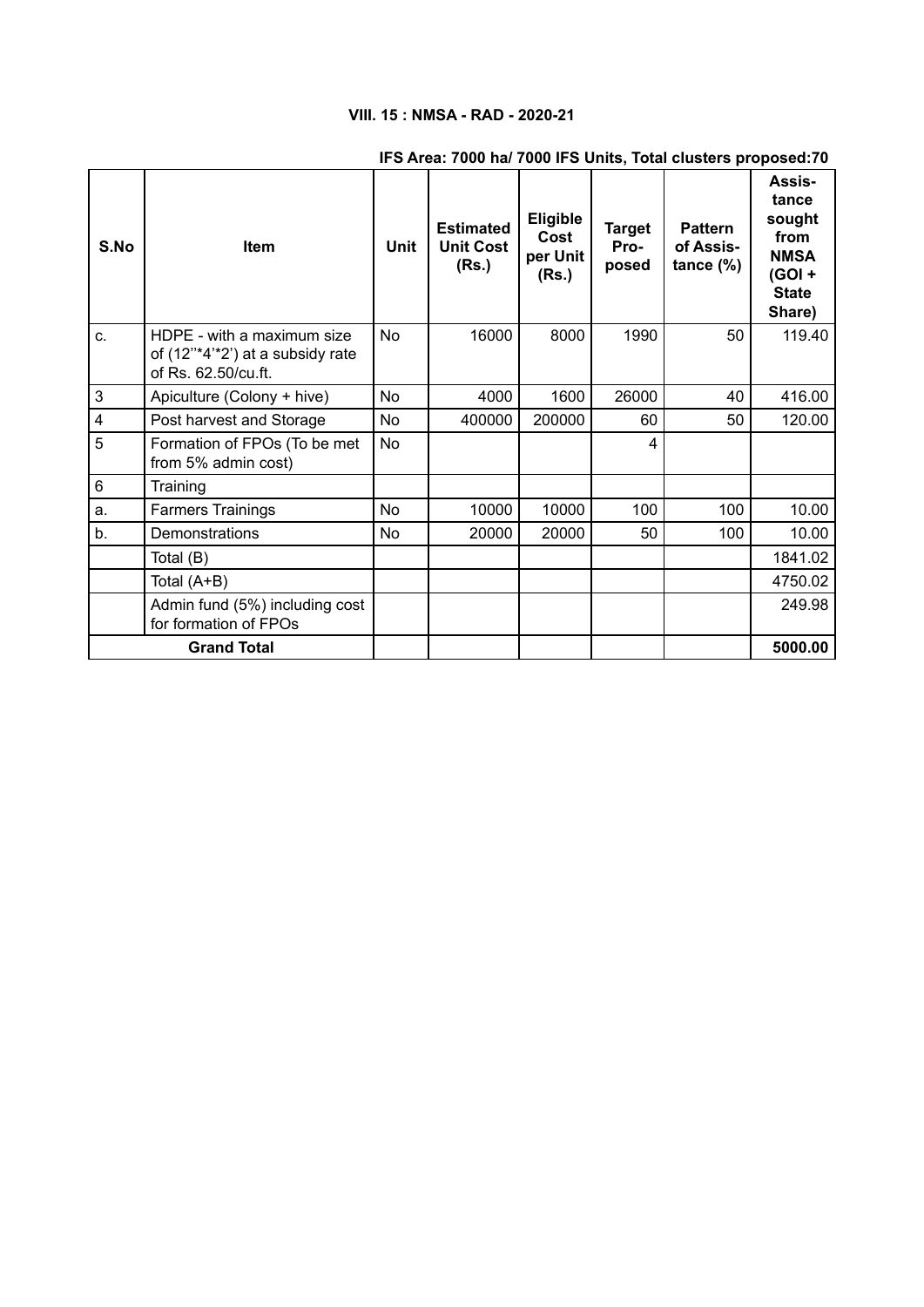**VIII. 15 : NMSA - RAD - 2020-21**

**IFS Area: 7000 ha/ 7000 IFS Units, Total clusters proposed:70**

| S.No | Item | Unit | Estimated Unit Cost (Rs.) | Eligible Cost per Unit (Rs.) | Target Pro-posed | Pattern of Assis-tance (%) | Assis-tance sought from NMSA (GOI + State Share) |
|---|---|---|---|---|---|---|---|
| c. | HDPE - with a maximum size of (12''*4'*2') at a subsidy rate of Rs. 62.50/cu.ft. | No | 16000 | 8000 | 1990 | 50 | 119.40 |
| 3 | Apiculture (Colony + hive) | No | 4000 | 1600 | 26000 | 40 | 416.00 |
| 4 | Post harvest and Storage | No | 400000 | 200000 | 60 | 50 | 120.00 |
| 5 | Formation of FPOs (To be met from 5% admin cost) | No | | | 4 | | |
| 6 | Training | | | | | | |
| a. | Farmers Trainings | No | 10000 | 10000 | 100 | 100 | 10.00 |
| b. | Demonstrations | No | 20000 | 20000 | 50 | 100 | 10.00 |
| | Total (B) | | | | | | 1841.02 |
| | Total (A+B) | | | | | | 4750.02 |
| | Admin fund (5%) including cost for formation of FPOs | | | | | | 249.98 |
| **Grand Total** | | | | | | | **5000.00** |